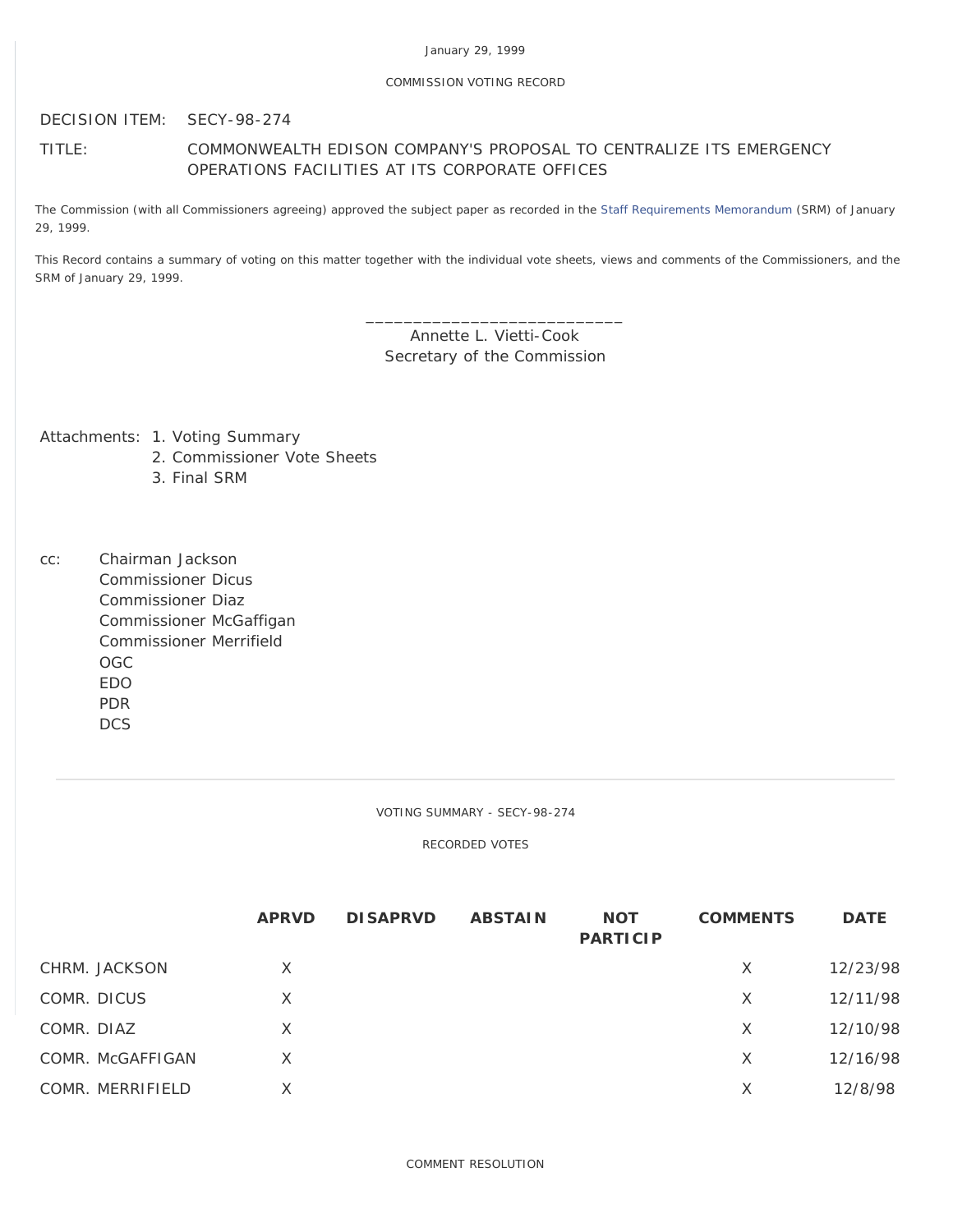January 29, 1999

COMMISSION VOTING RECORD

DECISION ITEM: SECY-98-274

TITLE: COMMONWEALTH EDISON COMPANY'S PROPOSAL TO CENTRALIZE ITS EMERGENCY OPERATIONS FACILITIES AT ITS CORPORATE OFFICES

The Commission (with all Commissioners agreeing) approved the subject paper as recorded in the Staff Requirements Memorandum (SRM) of January 29, 1999.

This Record contains a summary of voting on this matter together with the individual vote sheets, views and comments of the Commissioners, and the SRM of January 29, 1999.

\_\_\_\_\_\_\_\_\_\_\_\_\_\_\_\_\_\_\_\_\_\_\_\_\_\_\_\_
Annette L. Vietti-Cook
Secretary of the Commission

Attachments:
1. Voting Summary
2. Commissioner Vote Sheets
3. Final SRM

cc:
Chairman Jackson
Commissioner Dicus
Commissioner Diaz
Commissioner McGaffigan
Commissioner Merrifield
OGC
EDO
PDR
DCS

---

VOTING SUMMARY - SECY-98-274

RECORDED VOTES

| | APRVD | DISAPRVD | ABSTAIN | NOT PARTICIP | COMMENTS | DATE |
|---|---|---|---|---|---|---|
| CHRM. JACKSON | X | | | | X | 12/23/98 |
| COMR. DICUS | X | | | | X | 12/11/98 |
| COMR. DIAZ | X | | | | X | 12/10/98 |
| COMR. McGAFFIGAN | X | | | | X | 12/16/98 |
| COMR. MERRIFIELD | X | | | | X | 12/8/98 |

COMMENT RESOLUTION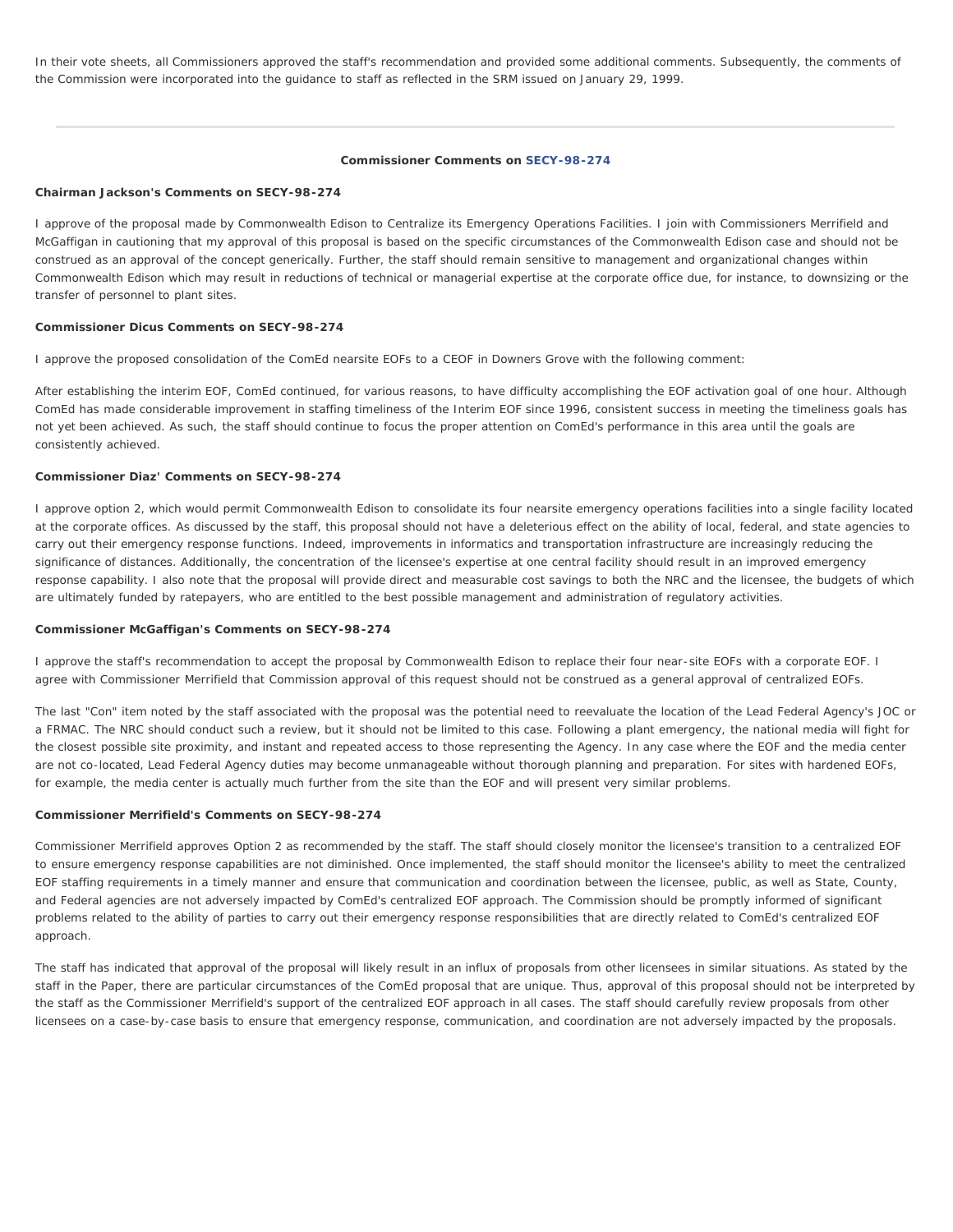In their vote sheets, all Commissioners approved the staff's recommendation and provided some additional comments. Subsequently, the comments of the Commission were incorporated into the guidance to staff as reflected in the SRM issued on January 29, 1999.

---

**Commissioner Comments on SECY-98-274**

**Chairman Jackson's Comments on SECY-98-274**

I approve of the proposal made by Commonwealth Edison to Centralize its Emergency Operations Facilities. I join with Commissioners Merrifield and McGaffigan in cautioning that my approval of this proposal is based on the specific circumstances of the Commonwealth Edison case and should not be construed as an approval of the concept generically. Further, the staff should remain sensitive to management and organizational changes within Commonwealth Edison which may result in reductions of technical or managerial expertise at the corporate office due, for instance, to downsizing or the transfer of personnel to plant sites.

**Commissioner Dicus Comments on SECY-98-274**

I approve the proposed consolidation of the ComEd nearsite EOFs to a CEOF in Downers Grove with the following comment:

After establishing the interim EOF, ComEd continued, for various reasons, to have difficulty accomplishing the EOF activation goal of one hour. Although ComEd has made considerable improvement in staffing timeliness of the Interim EOF since 1996, consistent success in meeting the timeliness goals has not yet been achieved. As such, the staff should continue to focus the proper attention on ComEd's performance in this area until the goals are consistently achieved.

**Commissioner Diaz' Comments on SECY-98-274**

I approve option 2, which would permit Commonwealth Edison to consolidate its four nearsite emergency operations facilities into a single facility located at the corporate offices. As discussed by the staff, this proposal should not have a deleterious effect on the ability of local, federal, and state agencies to carry out their emergency response functions. Indeed, improvements in informatics and transportation infrastructure are increasingly reducing the significance of distances. Additionally, the concentration of the licensee's expertise at one central facility should result in an improved emergency response capability. I also note that the proposal will provide direct and measurable cost savings to both the NRC and the licensee, the budgets of which are ultimately funded by ratepayers, who are entitled to the best possible management and administration of regulatory activities.

**Commissioner McGaffigan's Comments on SECY-98-274**

I approve the staff's recommendation to accept the proposal by Commonwealth Edison to replace their four near-site EOFs with a corporate EOF. I agree with Commissioner Merrifield that Commission approval of this request should not be construed as a general approval of centralized EOFs.

The last "Con" item noted by the staff associated with the proposal was the potential need to reevaluate the location of the Lead Federal Agency's JOC or a FRMAC. The NRC should conduct such a review, but it should not be limited to this case. Following a plant emergency, the national media will fight for the closest possible site proximity, and instant and repeated access to those representing the Agency. In any case where the EOF and the media center are not co-located, Lead Federal Agency duties may become unmanageable without thorough planning and preparation. For sites with hardened EOFs, for example, the media center is actually much further from the site than the EOF and will present very similar problems.

**Commissioner Merrifield's Comments on SECY-98-274**

Commissioner Merrifield approves Option 2 as recommended by the staff. The staff should closely monitor the licensee's transition to a centralized EOF to ensure emergency response capabilities are not diminished. Once implemented, the staff should monitor the licensee's ability to meet the centralized EOF staffing requirements in a timely manner and ensure that communication and coordination between the licensee, public, as well as State, County, and Federal agencies are not adversely impacted by ComEd's centralized EOF approach. The Commission should be promptly informed of significant problems related to the ability of parties to carry out their emergency response responsibilities that are directly related to ComEd's centralized EOF approach.

The staff has indicated that approval of the proposal will likely result in an influx of proposals from other licensees in similar situations. As stated by the staff in the Paper, there are particular circumstances of the ComEd proposal that are unique. Thus, approval of this proposal should not be interpreted by the staff as the Commissioner Merrifield's support of the centralized EOF approach in all cases. The staff should carefully review proposals from other licensees on a case-by-case basis to ensure that emergency response, communication, and coordination are not adversely impacted by the proposals.